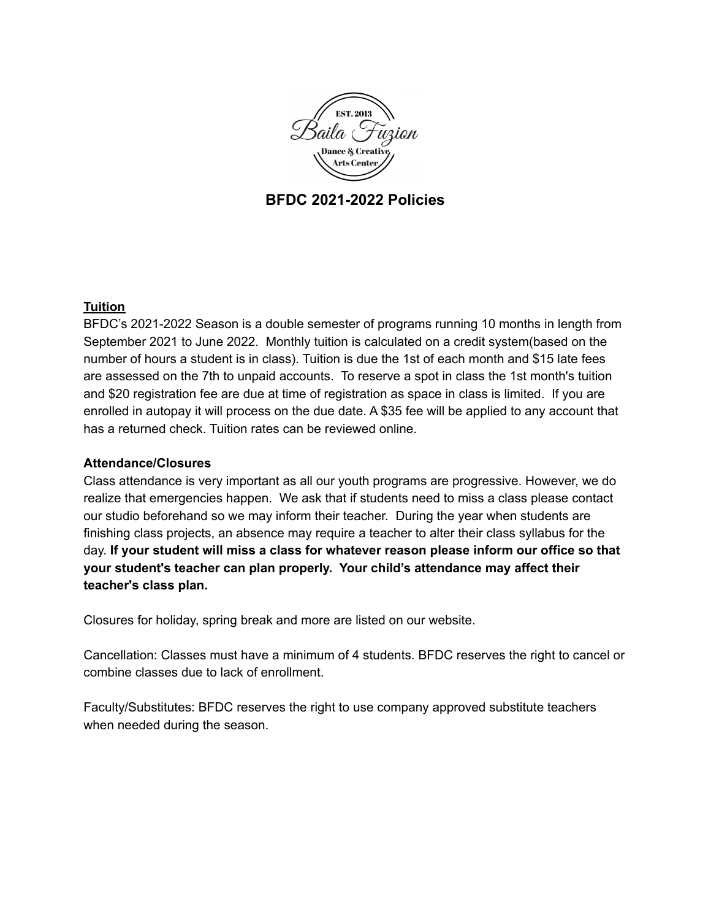# BFDC 2021-2022 Policies

## Tuition

BFDC's 2021-2022 Season is a double semester of programs running 10 months in length from September 2021 to June 2022. Monthly tuition is calculated on a credit system(based on the number of hours a student is in class). Tuition is due the 1st of each month and $15 late fees are assessed on the 7th to unpaid accounts. To reserve a spot in class the 1st month's tuition and $20 registration fee are due at time of registration as space in class is limited. If you are enrolled in autopay it will process on the due date. A $35 fee will be applied to any account that has a returned check. Tuition rates can be reviewed online.

## Attendance/Closures

Class attendance is very important as all our youth programs are progressive. However, we do realize that emergencies happen. We ask that if students need to miss a class please contact our studio beforehand so we may inform their teacher. During the year when students are finishing class projects, an absence may require a teacher to alter their class syllabus for the day. **If your student will miss a class for whatever reason please inform our office so that your student's teacher can plan properly. Your child's attendance may affect their teacher's class plan.**

Closures for holiday, spring break and more are listed on our website.

Cancellation: Classes must have a minimum of 4 students. BFDC reserves the right to cancel or combine classes due to lack of enrollment.

Faculty/Substitutes: BFDC reserves the right to use company approved substitute teachers when needed during the season.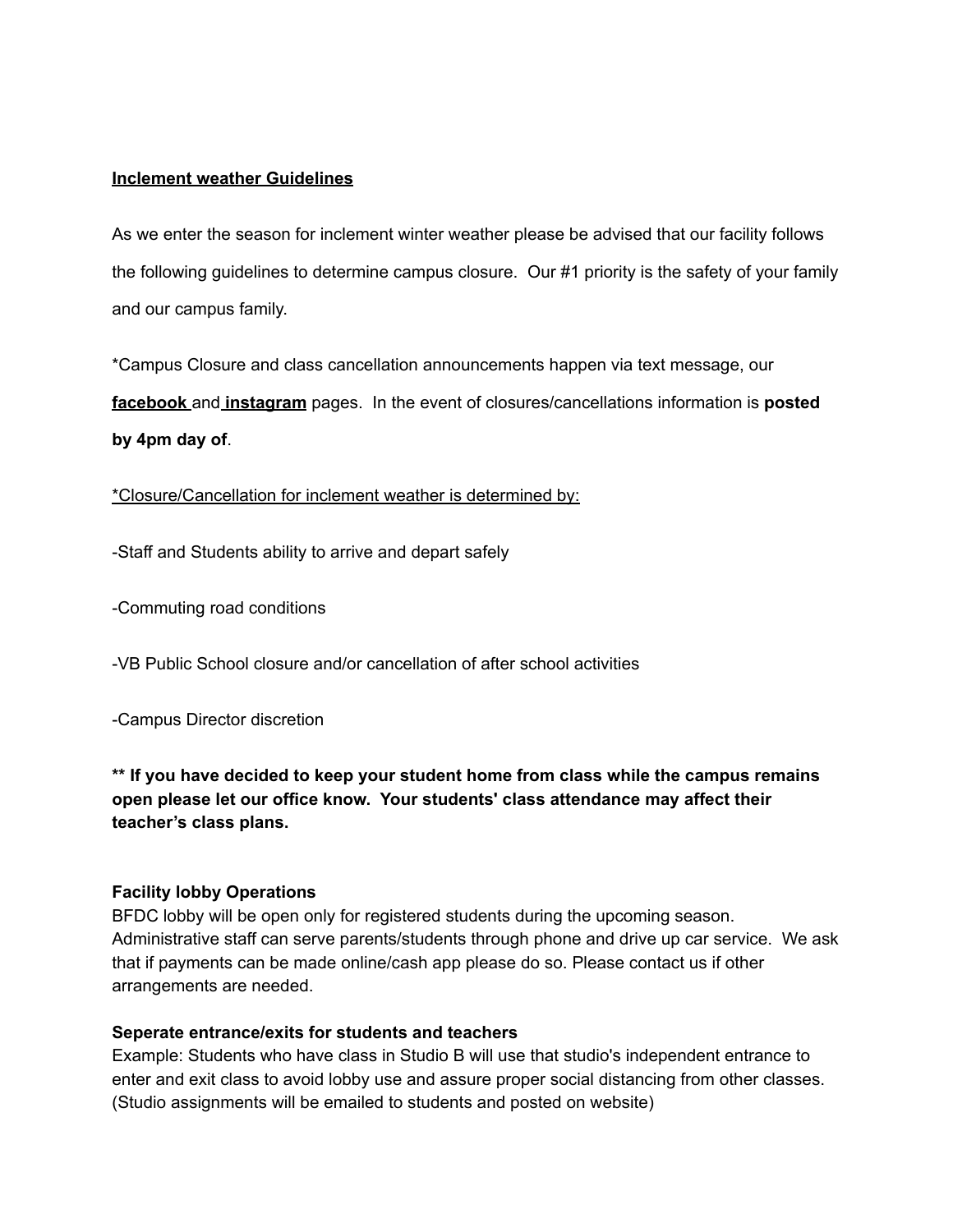**<u>Inclement weather Guidelines</u>**

As we enter the season for inclement winter weather please be advised that our facility follows the following guidelines to determine campus closure. Our #1 priority is the safety of your family and our campus family.

*Campus Closure and class cancellation announcements happen via text message, our **<u>facebook</u>** and **<u>instagram</u>** pages. In the event of closures/cancellations information is **posted by 4pm day of**.

<u>*Closure/Cancellation for inclement weather is determined by:</u>

-Staff and Students ability to arrive and depart safely

-Commuting road conditions

-VB Public School closure and/or cancellation of after school activities

-Campus Director discretion

**** If you have decided to keep your student home from class while the campus remains open please let our office know. Your students' class attendance may affect their teacher's class plans.**

**Facility lobby Operations**
BFDC lobby will be open only for registered students during the upcoming season. Administrative staff can serve parents/students through phone and drive up car service. We ask that if payments can be made online/cash app please do so. Please contact us if other arrangements are needed.

**Seperate entrance/exits for students and teachers**
Example: Students who have class in Studio B will use that studio's independent entrance to enter and exit class to avoid lobby use and assure proper social distancing from other classes. (Studio assignments will be emailed to students and posted on website)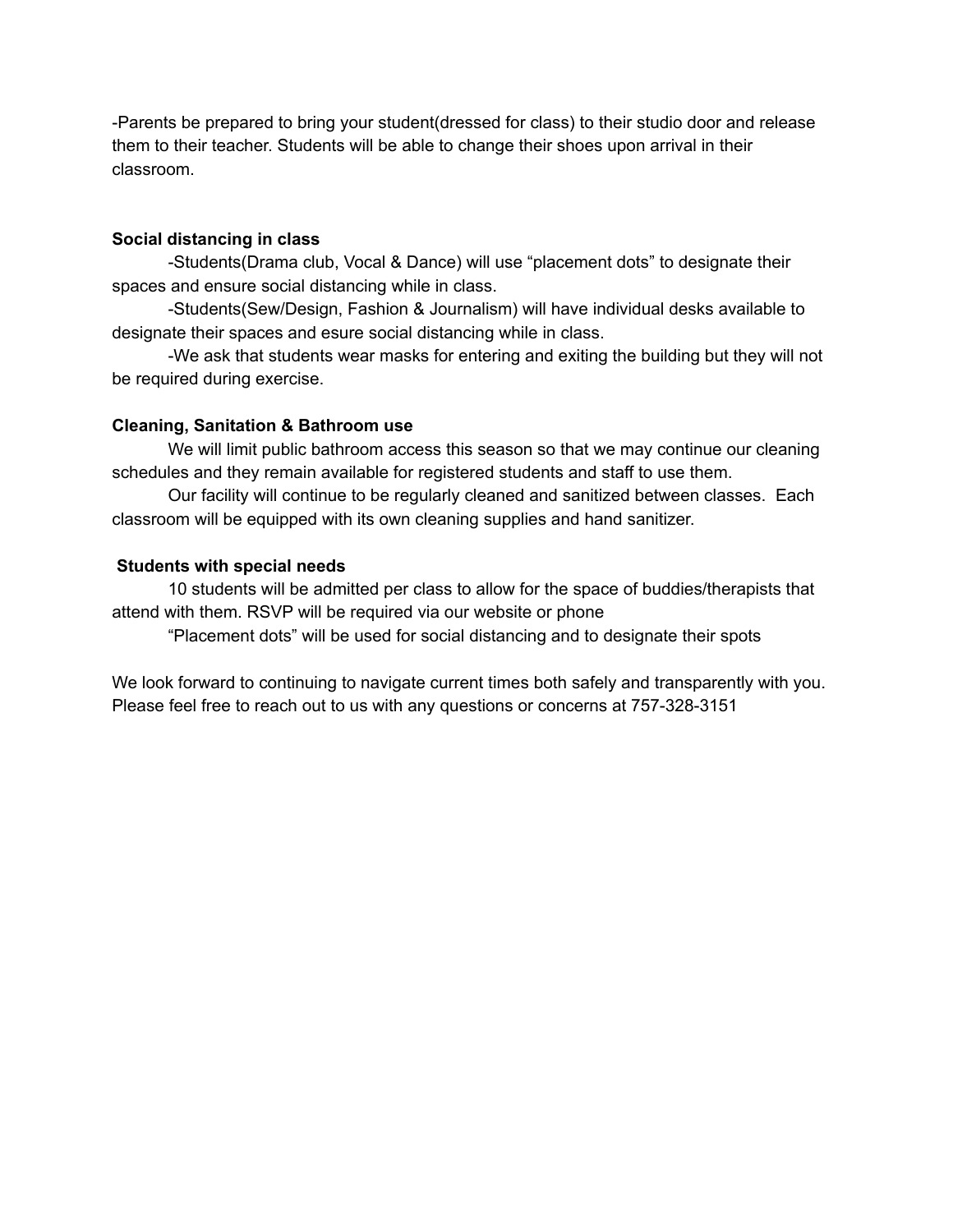-Parents be prepared to bring your student(dressed for class) to their studio door and release them to their teacher. Students will be able to change their shoes upon arrival in their classroom.

**Social distancing in class**

-Students(Drama club, Vocal & Dance) will use "placement dots" to designate their spaces and ensure social distancing while in class.

-Students(Sew/Design, Fashion & Journalism) will have individual desks available to designate their spaces and esure social distancing while in class.

-We ask that students wear masks for entering and exiting the building but they will not be required during exercise.

**Cleaning, Sanitation & Bathroom use**

We will limit public bathroom access this season so that we may continue our cleaning schedules and they remain available for registered students and staff to use them.

Our facility will continue to be regularly cleaned and sanitized between classes. Each classroom will be equipped with its own cleaning supplies and hand sanitizer.

**Students with special needs**

10 students will be admitted per class to allow for the space of buddies/therapists that attend with them. RSVP will be required via our website or phone

"Placement dots" will be used for social distancing and to designate their spots

We look forward to continuing to navigate current times both safely and transparently with you. Please feel free to reach out to us with any questions or concerns at 757-328-3151